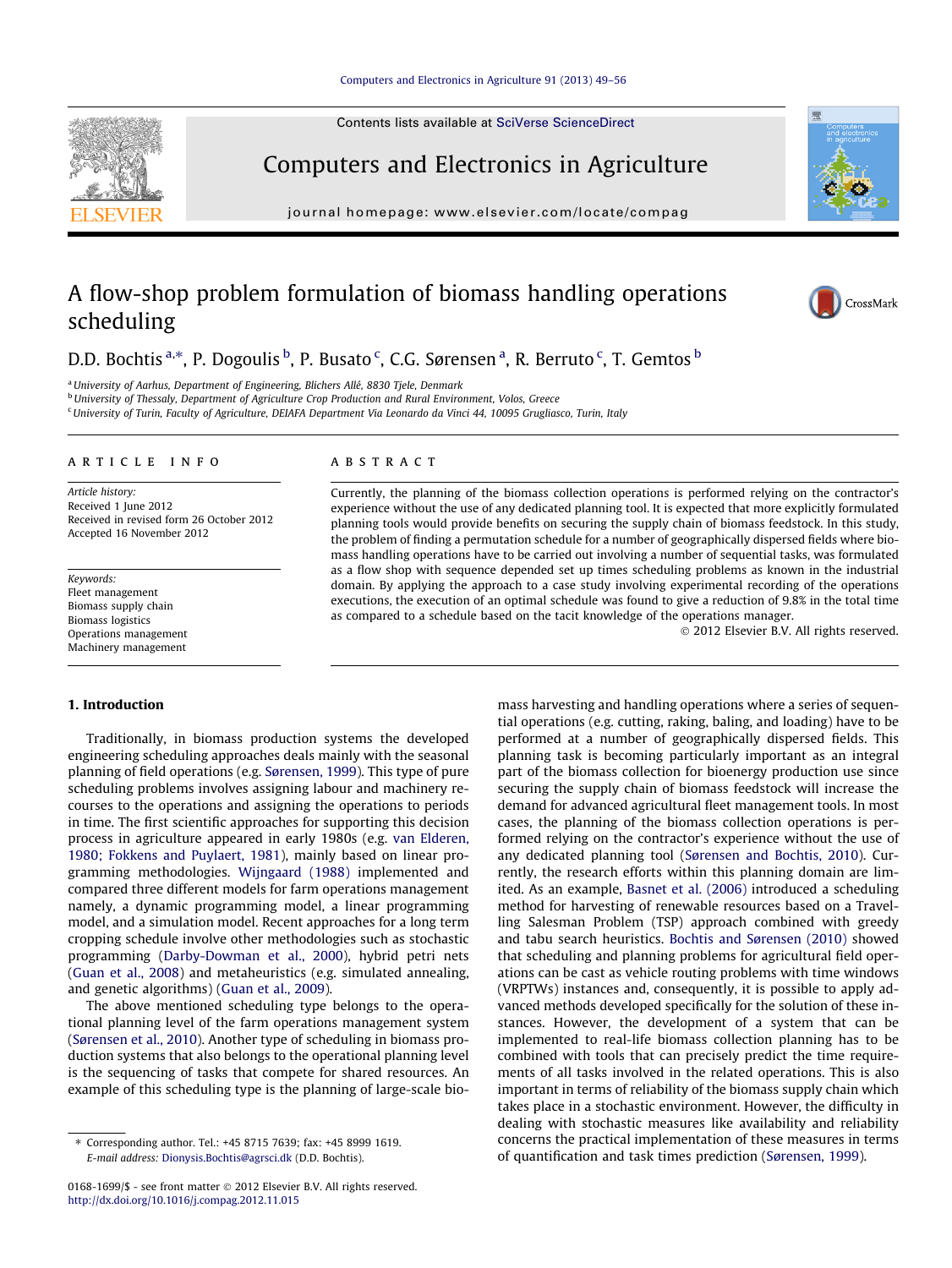# A flow-shop problem formulation of biomass handling operations scheduling

D.D. Bochtis [a,*], P. Dogoulis [b], P. Busato [c], C.G. Sørensen [a], R. Berruto [c], T. Gemtos [b]

[a] University of Aarhus, Department of Engineering, Blichers Allé, 8830 Tjele, Denmark
[b] University of Thessaly, Department of Agriculture Crop Production and Rural Environment, Volos, Greece
[c] University of Turin, Faculty of Agriculture, DEIAFA Department Via Leonardo da Vinci 44, 10095 Grugliasco, Turin, Italy

ARTICLE INFO

*Article history:*
Received 1 June 2012
Received in revised form 26 October 2012
Accepted 16 November 2012

*Keywords:*
Fleet management
Biomass supply chain
Biomass logistics
Operations management
Machinery management

ABSTRACT

Currently, the planning of the biomass collection operations is performed relying on the contractor's experience without the use of any dedicated planning tool. It is expected that more explicitly formulated planning tools would provide benefits on securing the supply chain of biomass feedstock. In this study, the problem of finding a permutation schedule for a number of geographically dispersed fields where biomass handling operations have to be carried out involving a number of sequential tasks, was formulated as a flow shop with sequence depended set up times scheduling problems as known in the industrial domain. By applying the approach to a case study involving experimental recording of the operations executions, the execution of an optimal schedule was found to give a reduction of 9.8% in the total time as compared to a schedule based on the tacit knowledge of the operations manager.

© 2012 Elsevier B.V. All rights reserved.

## 1. Introduction

Traditionally, in biomass production systems the developed engineering scheduling approaches deals mainly with the seasonal planning of field operations (e.g. Sørensen, 1999). This type of pure scheduling problems involves assigning labour and machinery recourses to the operations and assigning the operations to periods in time. The first scientific approaches for supporting this decision process in agriculture appeared in early 1980s (e.g. van Elderen, 1980; Fokkens and Puylaert, 1981), mainly based on linear programming methodologies. Wijngaard (1988) implemented and compared three different models for farm operations management namely, a dynamic programming model, a linear programming model, and a simulation model. Recent approaches for a long term cropping schedule involve other methodologies such as stochastic programming (Darby-Dowman et al., 2000), hybrid petri nets (Guan et al., 2008) and metaheuristics (e.g. simulated annealing, and genetic algorithms) (Guan et al., 2009).

The above mentioned scheduling type belongs to the operational planning level of the farm operations management system (Sørensen et al., 2010). Another type of scheduling in biomass production systems that also belongs to the operational planning level is the sequencing of tasks that compete for shared resources. An example of this scheduling type is the planning of large-scale biomass harvesting and handling operations where a series of sequential operations (e.g. cutting, raking, baling, and loading) have to be performed at a number of geographically dispersed fields. This planning task is becoming particularly important as an integral part of the biomass collection for bioenergy production use since securing the supply chain of biomass feedstock will increase the demand for advanced agricultural fleet management tools. In most cases, the planning of the biomass collection operations is performed relying on the contractor's experience without the use of any dedicated planning tool (Sørensen and Bochtis, 2010). Currently, the research efforts within this planning domain are limited. As an example, Basnet et al. (2006) introduced a scheduling method for harvesting of renewable resources based on a Travelling Salesman Problem (TSP) approach combined with greedy and tabu search heuristics. Bochtis and Sørensen (2010) showed that scheduling and planning problems for agricultural field operations can be cast as vehicle routing problems with time windows (VRPTWs) instances and, consequently, it is possible to apply advanced methods developed specifically for the solution of these instances. However, the development of a system that can be implemented to real-life biomass collection planning has to be combined with tools that can precisely predict the time requirements of all tasks involved in the related operations. This is also important in terms of reliability of the biomass supply chain which takes place in a stochastic environment. However, the difficulty in dealing with stochastic measures like availability and reliability concerns the practical implementation of these measures in terms of quantification and task times prediction (Sørensen, 1999).

* Corresponding author. Tel.: +45 8715 7639; fax: +45 8999 1619.
*E-mail address:* Dionysis.Bochtis@agrsci.dk (D.D. Bochtis).

0168-1699/$ - see front matter © 2012 Elsevier B.V. All rights reserved.
http://dx.doi.org/10.1016/j.compag.2012.11.015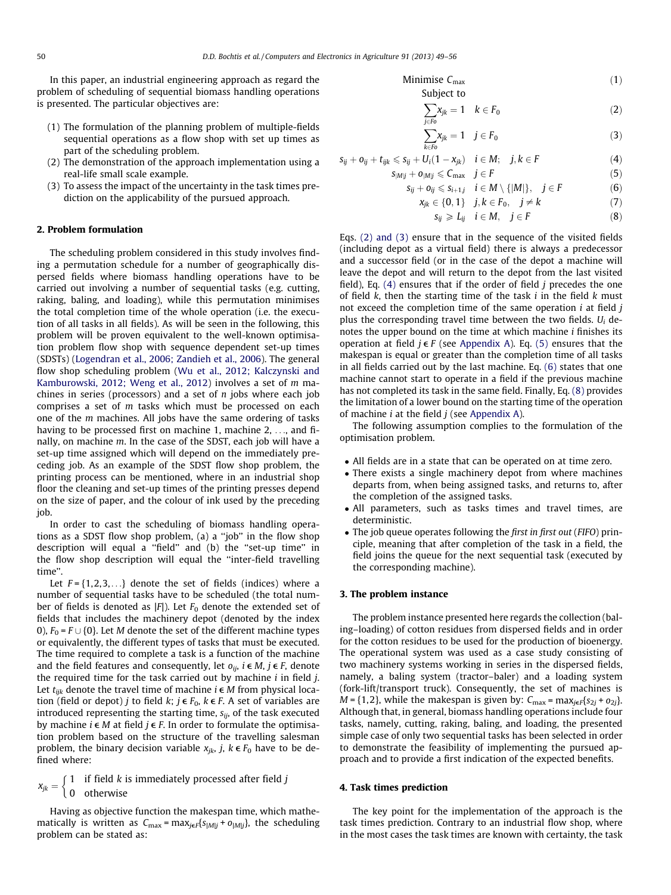In this paper, an industrial engineering approach as regard the problem of scheduling of sequential biomass handling operations is presented. The particular objectives are:

(1) The formulation of the planning problem of multiple-fields sequential operations as a flow shop with set up times as part of the scheduling problem.
(2) The demonstration of the approach implementation using a real-life small scale example.
(3) To assess the impact of the uncertainty in the task times prediction on the applicability of the pursued approach.

## 2. Problem formulation

The scheduling problem considered in this study involves finding a permutation schedule for a number of geographically dispersed fields where biomass handling operations have to be carried out involving a number of sequential tasks (e.g. cutting, raking, baling, and loading), while this permutation minimises the total completion time of the whole operation (i.e. the execution of all tasks in all fields). As will be seen in the following, this problem will be proven equivalent to the well-known optimisation problem flow shop with sequence dependent set-up times (SDSTs) (Logendran et al., 2006; Zandieh et al., 2006). The general flow shop scheduling problem (Wu et al., 2012; Kalczynski and Kamburowski, 2012; Weng et al., 2012) involves a set of $m$ machines in series (processors) and a set of $n$ jobs where each job comprises a set of $m$ tasks which must be processed on each one of the $m$ machines. All jobs have the same ordering of tasks having to be processed first on machine 1, machine 2, ..., and finally, on machine $m$. In the case of the SDST, each job will have a set-up time assigned which will depend on the immediately preceding job. As an example of the SDST flow shop problem, the printing process can be mentioned, where in an industrial shop floor the cleaning and set-up times of the printing presses depend on the size of paper, and the colour of ink used by the preceding job.

In order to cast the scheduling of biomass handling operations as a SDST flow shop problem, (a) a "job" in the flow shop description will equal a "field" and (b) the "set-up time" in the flow shop description will equal the "inter-field travelling time".

Let $F = \{1,2,3,\ldots\}$ denote the set of fields (indices) where a number of sequential tasks have to be scheduled (the total number of fields is denoted as $|F|$). Let $F_0$ denote the extended set of fields that includes the machinery depot (denoted by the index 0), $F_0 = F \cup \{0\}$. Let $M$ denote the set of the different machine types or equivalently, the different types of tasks that must be executed. The time required to complete a task is a function of the machine and the field features and consequently, let $o_{ij}$, $i \in M$, $j \in F$, denote the required time for the task carried out by machine $i$ in field $j$. Let $t_{ijk}$ denote the travel time of machine $i \in M$ from physical location (field or depot) $j$ to field $k$; $j \in F_0$, $k \in F$. A set of variables are introduced representing the starting time, $s_{ij}$, of the task executed by machine $i \in M$ at field $j \in F$. In order to formulate the optimisation problem based on the structure of the travelling salesman problem, the binary decision variable $x_{jk}$, $j$, $k \in F_0$ have to be defined where:

$$x_{jk} = \begin{cases} 1 & \text{if field } k \text{ is immediately processed after field } j \\ 0 & \text{otherwise} \end{cases}$$

Having as objective function the makespan time, which mathematically is written as $C_{\max} = \max_{j \in F}\{s_{|M|j} + o_{|M|j}\}$, the scheduling problem can be stated as:

$$\text{Minimise } C_{\max} \tag{1}$$

Subject to

$$\sum_{j \in F_0} x_{jk} = 1 \quad k \in F_0 \tag{2}$$

$$\sum_{k \in F_0} x_{jk} = 1 \quad j \in F_0 \tag{3}$$

$$s_{ij} + o_{ij} + t_{ijk} \leqslant s_{ij} + U_i(1 - x_{jk}) \quad i \in M; \quad j,k \in F \tag{4}$$

$$s_{|M|j} + o_{|M|j} \leqslant C_{\max} \quad j \in F \tag{5}$$

$$s_{ij} + o_{ij} \leqslant s_{i+1j} \quad i \in M \setminus \{|M|\}, \quad j \in F \tag{6}$$

$$x_{jk} \in \{0,1\} \quad j,k \in F_0, \quad j \neq k \tag{7}$$

$$s_{ij} \geqslant L_{ij} \quad i \in M, \quad j \in F \tag{8}$$

Eqs. (2) and (3) ensure that in the sequence of the visited fields (including depot as a virtual field) there is always a predecessor and a successor field (or in the case of the depot a machine will leave the depot and will return to the depot from the last visited field), Eq. (4) ensures that if the order of field $j$ precedes the one of field $k$, then the starting time of the task $i$ in the field $k$ must not exceed the completion time of the same operation $i$ at field $j$ plus the corresponding travel time between the two fields. $U_i$ denotes the upper bound on the time at which machine $i$ finishes its operation at field $j \in F$ (see Appendix A). Eq. (5) ensures that the makespan is equal or greater than the completion time of all tasks in all fields carried out by the last machine. Eq. (6) states that one machine cannot start to operate in a field if the previous machine has not completed its task in the same field. Finally, Eq. (8) provides the limitation of a lower bound on the starting time of the operation of machine $i$ at the field $j$ (see Appendix A).

The following assumption complies to the formulation of the optimisation problem.

- All fields are in a state that can be operated on at time zero.
- There exists a single machinery depot from where machines departs from, when being assigned tasks, and returns to, after the completion of the assigned tasks.
- All parameters, such as tasks times and travel times, are deterministic.
- The job queue operates following the *first in first out* (*FIFO*) principle, meaning that after completion of the task in a field, the field joins the queue for the next sequential task (executed by the corresponding machine).

## 3. The problem instance

The problem instance presented here regards the collection (baling–loading) of cotton residues from dispersed fields and in order for the cotton residues to be used for the production of bioenergy. The operational system was used as a case study consisting of two machinery systems working in series in the dispersed fields, namely, a baling system (tractor–baler) and a loading system (fork-lift/transport truck). Consequently, the set of machines is $M = \{1,2\}$, while the makespan is given by: $C_{\max} = \max_{j \in F}\{s_{2j} + o_{2j}\}$. Although that, in general, biomass handling operations include four tasks, namely, cutting, raking, baling, and loading, the presented simple case of only two sequential tasks has been selected in order to demonstrate the feasibility of implementing the pursued approach and to provide a first indication of the expected benefits.

## 4. Task times prediction

The key point for the implementation of the approach is the task times prediction. Contrary to an industrial flow shop, where in the most cases the task times are known with certainty, the task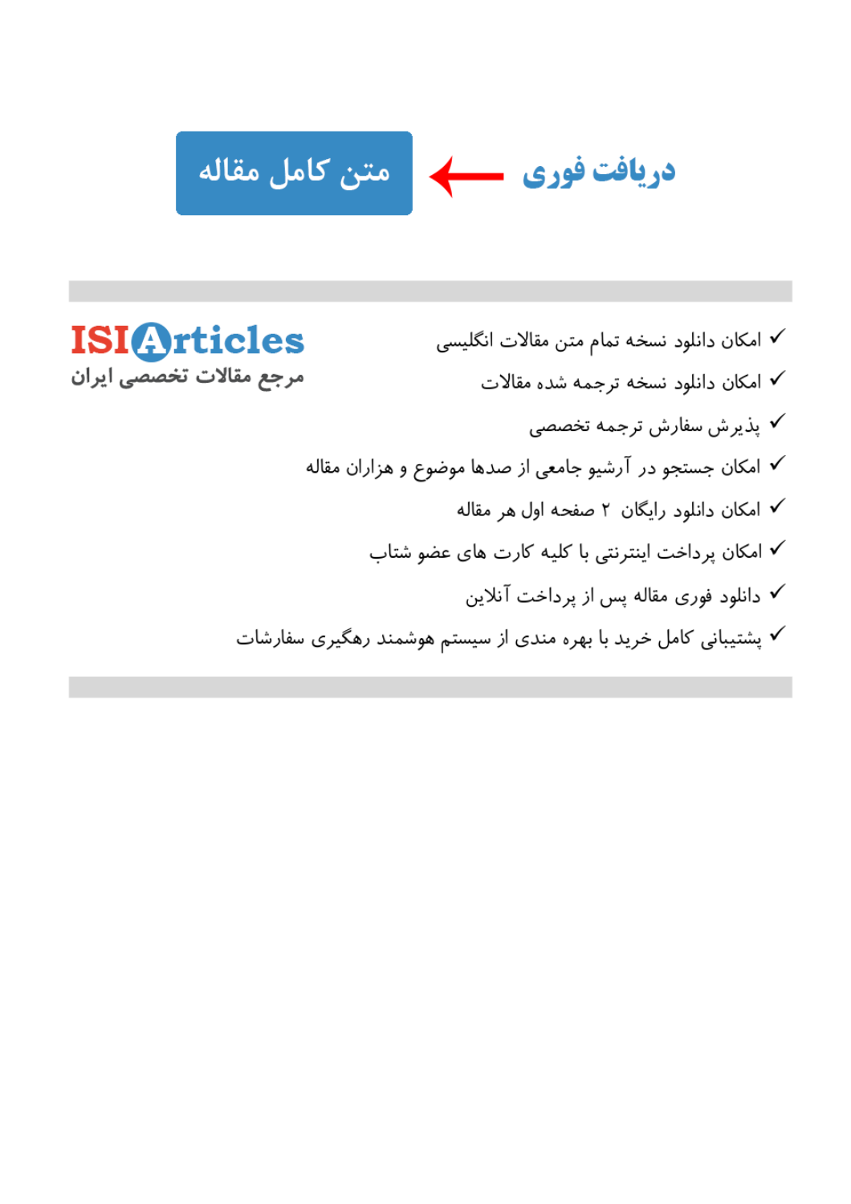دریافت فوری ← متن کامل مقاله

**ISIArticles**
مرجع مقالات تخصصی ایران

- ✓ امکان دانلود نسخه تمام متن مقالات انگلیسی
- ✓ امکان دانلود نسخه ترجمه شده مقالات
- ✓ پذیرش سفارش ترجمه تخصصی
- ✓ امکان جستجو در آرشیو جامعی از صدها موضوع و هزاران مقاله
- ✓ امکان دانلود رایگان ۲ صفحه اول هر مقاله
- ✓ امکان پرداخت اینترنتی با کلیه کارت های عضو شتاب
- ✓ دانلود فوری مقاله پس از پرداخت آنلاین
- ✓ پشتیبانی کامل خرید با بهره مندی از سیستم هوشمند رهگیری سفارشات